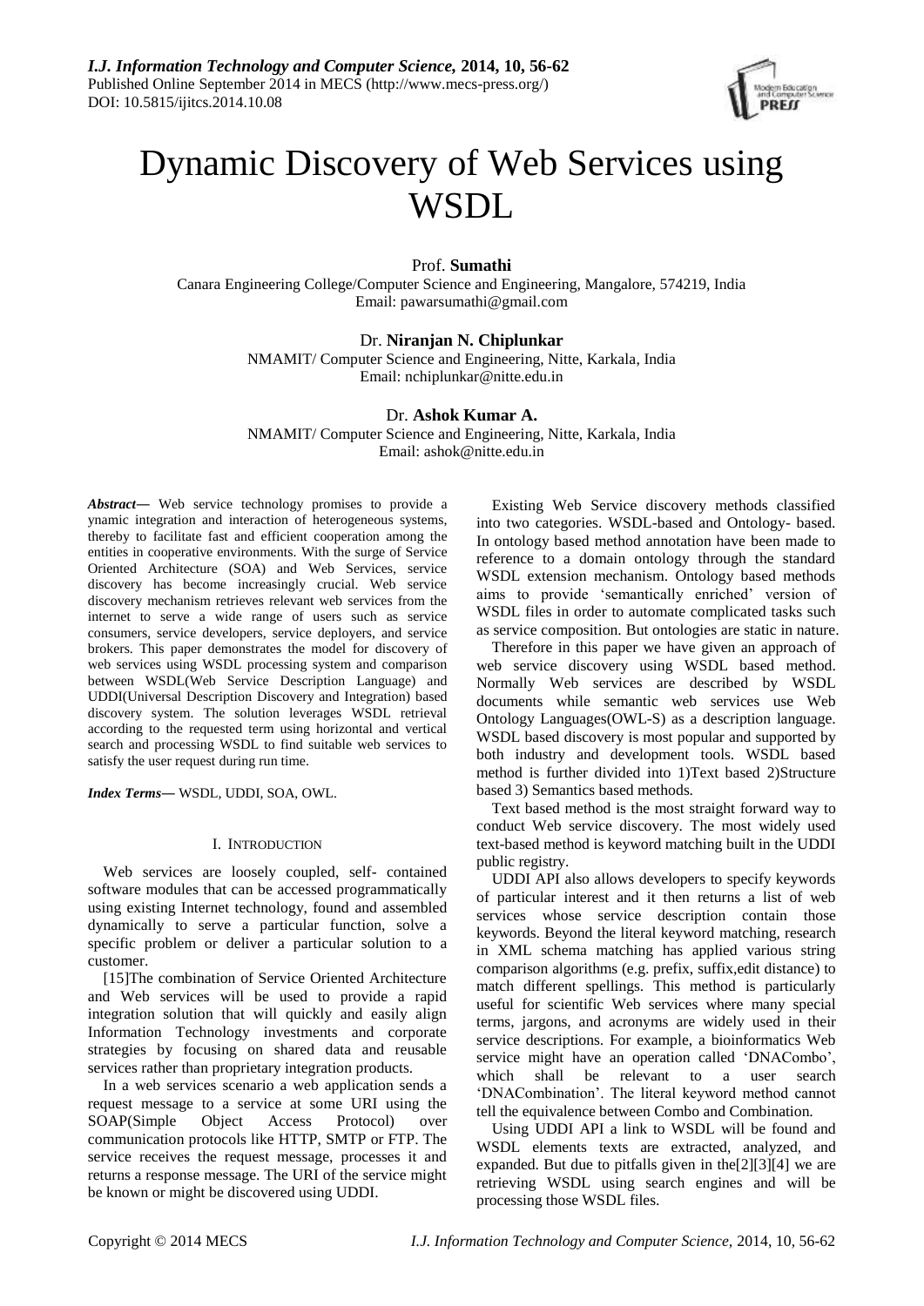# Dynamic Discovery of Web Services using WSDL

Prof. **Sumathi**
Canara Engineering College/Computer Science and Engineering, Mangalore, 574219, India
Email: pawarsumathi@gmail.com

Dr. **Niranjan N. Chiplunkar**
NMAMIT/ Computer Science and Engineering, Nitte, Karkala, India
Email: nchiplunkar@nitte.edu.in

Dr. **Ashok Kumar A.**
NMAMIT/ Computer Science and Engineering, Nitte, Karkala, India
Email: ashok@nitte.edu.in

***Abstract*—** Web service technology promises to provide a ynamic integration and interaction of heterogeneous systems, thereby to facilitate fast and efficient cooperation among the entities in cooperative environments. With the surge of Service Oriented Architecture (SOA) and Web Services, service discovery has become increasingly crucial. Web service discovery mechanism retrieves relevant web services from the internet to serve a wide range of users such as service consumers, service developers, service deployers, and service brokers. This paper demonstrates the model for discovery of web services using WSDL processing system and comparison between WSDL(Web Service Description Language) and UDDI(Universal Description Discovery and Integration) based discovery system. The solution leverages WSDL retrieval according to the requested term using horizontal and vertical search and processing WSDL to find suitable web services to satisfy the user request during run time.

***Index Terms*—** WSDL, UDDI, SOA, OWL.

## I. Introduction

Web services are loosely coupled, self- contained software modules that can be accessed programmatically using existing Internet technology, found and assembled dynamically to serve a particular function, solve a specific problem or deliver a particular solution to a customer.

[15]The combination of Service Oriented Architecture and Web services will be used to provide a rapid integration solution that will quickly and easily align Information Technology investments and corporate strategies by focusing on shared data and reusable services rather than proprietary integration products.

In a web services scenario a web application sends a request message to a service at some URI using the SOAP(Simple Object Access Protocol) over communication protocols like HTTP, SMTP or FTP. The service receives the request message, processes it and returns a response message. The URI of the service might be known or might be discovered using UDDI.

Existing Web Service discovery methods classified into two categories. WSDL-based and Ontology- based. In ontology based method annotation have been made to reference to a domain ontology through the standard WSDL extension mechanism. Ontology based methods aims to provide 'semantically enriched' version of WSDL files in order to automate complicated tasks such as service composition. But ontologies are static in nature.

Therefore in this paper we have given an approach of web service discovery using WSDL based method. Normally Web services are described by WSDL documents while semantic web services use Web Ontology Languages(OWL-S) as a description language. WSDL based discovery is most popular and supported by both industry and development tools. WSDL based method is further divided into 1)Text based 2)Structure based 3) Semantics based methods.

Text based method is the most straight forward way to conduct Web service discovery. The most widely used text-based method is keyword matching built in the UDDI public registry.

UDDI API also allows developers to specify keywords of particular interest and it then returns a list of web services whose service description contain those keywords. Beyond the literal keyword matching, research in XML schema matching has applied various string comparison algorithms (e.g. prefix, suffix,edit distance) to match different spellings. This method is particularly useful for scientific Web services where many special terms, jargons, and acronyms are widely used in their service descriptions. For example, a bioinformatics Web service might have an operation called 'DNACombo', which shall be relevant to a user search 'DNACombination'. The literal keyword method cannot tell the equivalence between Combo and Combination.

Using UDDI API a link to WSDL will be found and WSDL elements texts are extracted, analyzed, and expanded. But due to pitfalls given in the[2][3][4] we are retrieving WSDL using search engines and will be processing those WSDL files.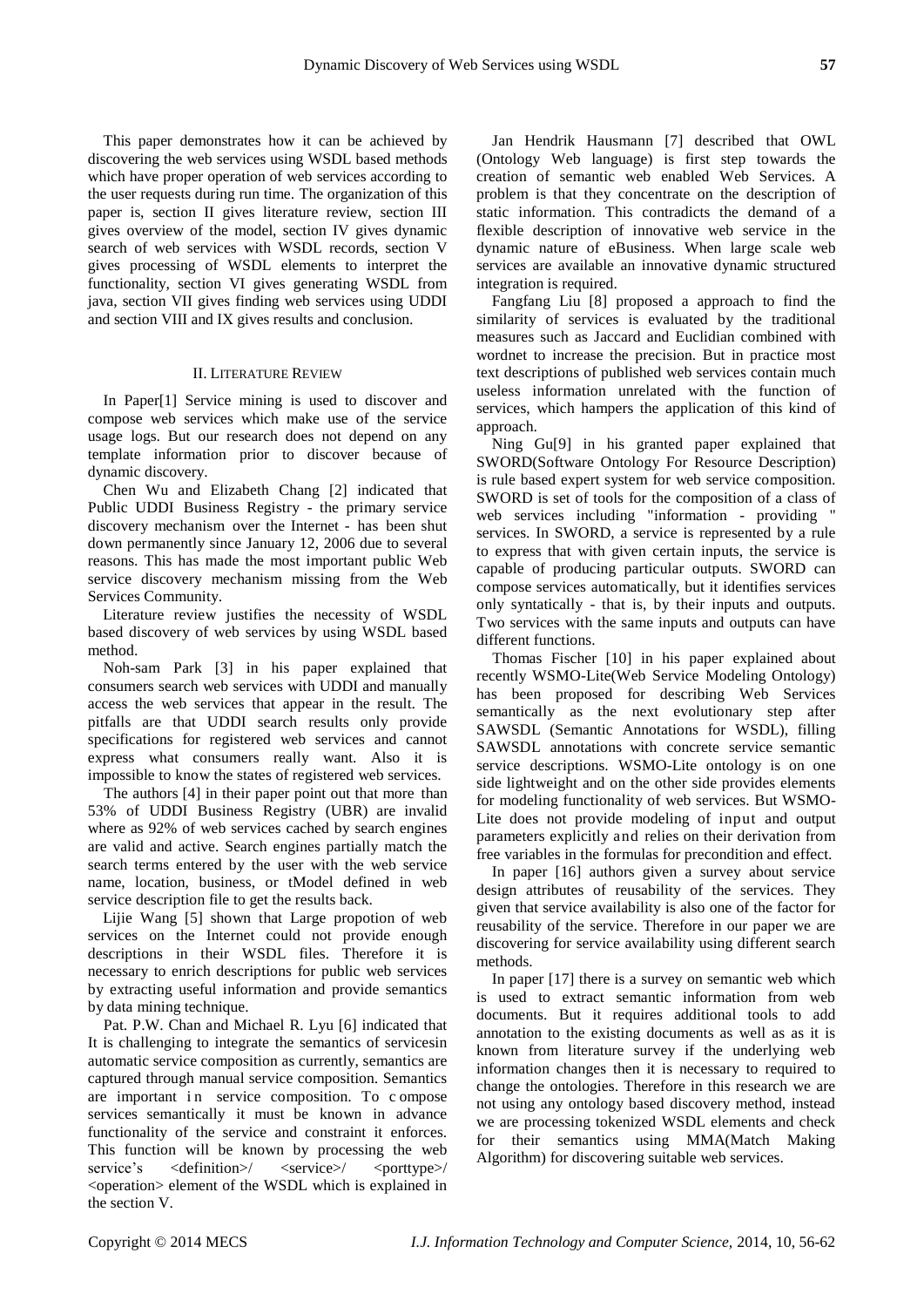This paper demonstrates how it can be achieved by discovering the web services using WSDL based methods which have proper operation of web services according to the user requests during run time. The organization of this paper is, section II gives literature review, section III gives overview of the model, section IV gives dynamic search of web services with WSDL records, section V gives processing of WSDL elements to interpret the functionality, section VI gives generating WSDL from java, section VII gives finding web services using UDDI and section VIII and IX gives results and conclusion.

## II. Literature Review

In Paper[1] Service mining is used to discover and compose web services which make use of the service usage logs. But our research does not depend on any template information prior to discover because of dynamic discovery.

Chen Wu and Elizabeth Chang [2] indicated that Public UDDI Business Registry - the primary service discovery mechanism over the Internet - has been shut down permanently since January 12, 2006 due to several reasons. This has made the most important public Web service discovery mechanism missing from the Web Services Community.

Literature review justifies the necessity of WSDL based discovery of web services by using WSDL based method.

Noh-sam Park [3] in his paper explained that consumers search web services with UDDI and manually access the web services that appear in the result. The pitfalls are that UDDI search results only provide specifications for registered web services and cannot express what consumers really want. Also it is impossible to know the states of registered web services.

The authors [4] in their paper point out that more than 53% of UDDI Business Registry (UBR) are invalid where as 92% of web services cached by search engines are valid and active. Search engines partially match the search terms entered by the user with the web service name, location, business, or tModel defined in web service description file to get the results back.

Lijie Wang [5] shown that Large propotion of web services on the Internet could not provide enough descriptions in their WSDL files. Therefore it is necessary to enrich descriptions for public web services by extracting useful information and provide semantics by data mining technique.

Pat. P.W. Chan and Michael R. Lyu [6] indicated that It is challenging to integrate the semantics of servicesin automatic service composition as currently, semantics are captured through manual service composition. Semantics are important in service composition. To compose services semantically it must be known in advance functionality of the service and constraint it enforces. This function will be known by processing the web service's <definition>/ <service>/ <porttype>/ <operation> element of the WSDL which is explained in the section V.

Jan Hendrik Hausmann [7] described that OWL (Ontology Web language) is first step towards the creation of semantic web enabled Web Services. A problem is that they concentrate on the description of static information. This contradicts the demand of a flexible description of innovative web service in the dynamic nature of eBusiness. When large scale web services are available an innovative dynamic structured integration is required.

Fangfang Liu [8] proposed a approach to find the similarity of services is evaluated by the traditional measures such as Jaccard and Euclidian combined with wordnet to increase the precision. But in practice most text descriptions of published web services contain much useless information unrelated with the function of services, which hampers the application of this kind of approach.

Ning Gu[9] in his granted paper explained that SWORD(Software Ontology For Resource Description) is rule based expert system for web service composition. SWORD is set of tools for the composition of a class of web services including "information - providing " services. In SWORD, a service is represented by a rule to express that with given certain inputs, the service is capable of producing particular outputs. SWORD can compose services automatically, but it identifies services only syntatically - that is, by their inputs and outputs. Two services with the same inputs and outputs can have different functions.

Thomas Fischer [10] in his paper explained about recently WSMO-Lite(Web Service Modeling Ontology) has been proposed for describing Web Services semantically as the next evolutionary step after SAWSDL (Semantic Annotations for WSDL), filling SAWSDL annotations with concrete service semantic service descriptions. WSMO-Lite ontology is on one side lightweight and on the other side provides elements for modeling functionality of web services. But WSMO-Lite does not provide modeling of input and output parameters explicitly and relies on their derivation from free variables in the formulas for precondition and effect.

In paper [16] authors given a survey about service design attributes of reusability of the services. They given that service availability is also one of the factor for reusability of the service. Therefore in our paper we are discovering for service availability using different search methods.

In paper [17] there is a survey on semantic web which is used to extract semantic information from web documents. But it requires additional tools to add annotation to the existing documents as well as as it is known from literature survey if the underlying web information changes then it is necessary to required to change the ontologies. Therefore in this research we are not using any ontology based discovery method, instead we are processing tokenized WSDL elements and check for their semantics using MMA(Match Making Algorithm) for discovering suitable web services.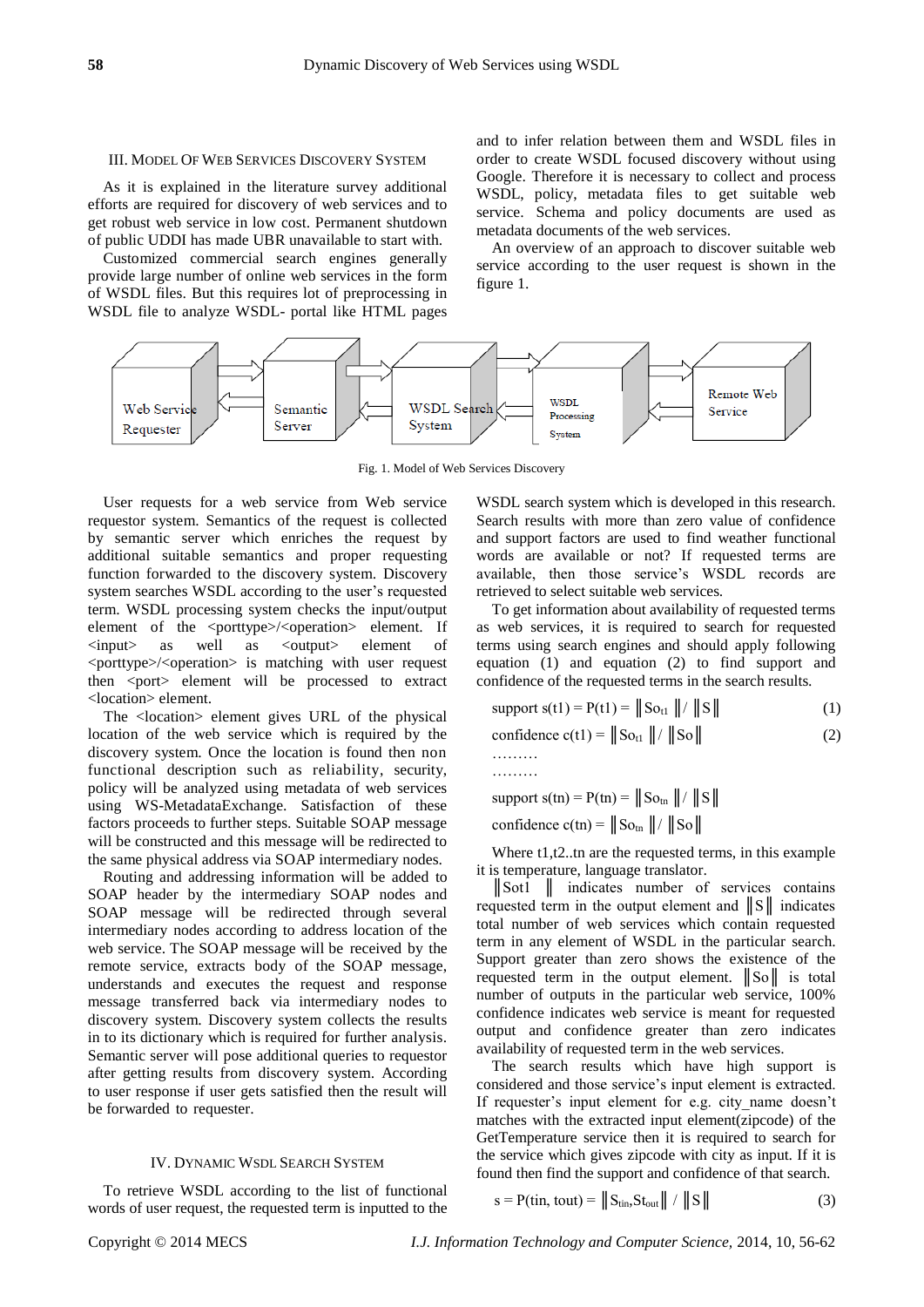## III. Model Of Web Services Discovery System

As it is explained in the literature survey additional efforts are required for discovery of web services and to get robust web service in low cost. Permanent shutdown of public UDDI has made UBR unavailable to start with.

Customized commercial search engines generally provide large number of online web services in the form of WSDL files. But this requires lot of preprocessing in WSDL file to analyze WSDL- portal like HTML pages and to infer relation between them and WSDL files in order to create WSDL focused discovery without using Google. Therefore it is necessary to collect and process WSDL, policy, metadata files to get suitable web service. Schema and policy documents are used as metadata documents of the web services.

An overview of an approach to discover suitable web service according to the user request is shown in the figure 1.

Web Service Requester | Semantic Server | WSDL Search System | WSDL Processing System | Remote Web Service

Fig. 1. Model of Web Services Discovery

User requests for a web service from Web service requestor system. Semantics of the request is collected by semantic server which enriches the request by additional suitable semantics and proper requesting function forwarded to the discovery system. Discovery system searches WSDL according to the user's requested term. WSDL processing system checks the input/output element of the <porttype>/<operation> element. If <input> as well as <output> element of <porttype>/<operation> is matching with user request then <port> element will be processed to extract <location> element.

The <location> element gives URL of the physical location of the web service which is required by the discovery system. Once the location is found then non functional description such as reliability, security, policy will be analyzed using metadata of web services using WS-MetadataExchange. Satisfaction of these factors proceeds to further steps. Suitable SOAP message will be constructed and this message will be redirected to the same physical address via SOAP intermediary nodes.

Routing and addressing information will be added to SOAP header by the intermediary SOAP nodes and SOAP message will be redirected through several intermediary nodes according to address location of the web service. The SOAP message will be received by the remote service, extracts body of the SOAP message, understands and executes the request and response message transferred back via intermediary nodes to discovery system. Discovery system collects the results in to its dictionary which is required for further analysis. Semantic server will pose additional queries to requestor after getting results from discovery system. According to user response if user gets satisfied then the result will be forwarded to requester.

## IV. Dynamic WSDL Search System

To retrieve WSDL according to the list of functional words of user request, the requested term is inputted to the WSDL search system which is developed in this research. Search results with more than zero value of confidence and support factors are used to find weather functional words are available or not? If requested terms are available, then those service's WSDL records are retrieved to select suitable web services.

To get information about availability of requested terms as web services, it is required to search for requested terms using search engines and should apply following equation (1) and equation (2) to find support and confidence of the requested terms in the search results.

$$\text{support } s(t1) = P(t1) = \|So_{t1}\| / \|S\| \quad (1)$$

$$\text{confidence } c(t1) = \|So_{t1}\| / \|So\| \quad (2)$$

………

………

$$\text{support } s(tn) = P(tn) = \|So_{tn}\| / \|S\|$$

$$\text{confidence } c(tn) = \|So_{tn}\| / \|So\|$$

Where t1,t2..tn are the requested terms, in this example it is temperature, language translator.

$\|So_{t1}\|$ indicates number of services contains requested term in the output element and $\|S\|$ indicates total number of web services which contain requested term in any element of WSDL in the particular search. Support greater than zero shows the existence of the requested term in the output element. $\|So\|$ is total number of outputs in the particular web service, 100% confidence indicates web service is meant for requested output and confidence greater than zero indicates availability of requested term in the web services.

The search results which have high support is considered and those service's input element is extracted. If requester's input element for e.g. city_name doesn't matches with the extracted input element(zipcode) of the GetTemperature service then it is required to search for the service which gives zipcode with city as input. If it is found then find the support and confidence of that search.

$$s = P(tin, tout) = \|S_{tin}, St_{out}\| / \|S\| \quad (3)$$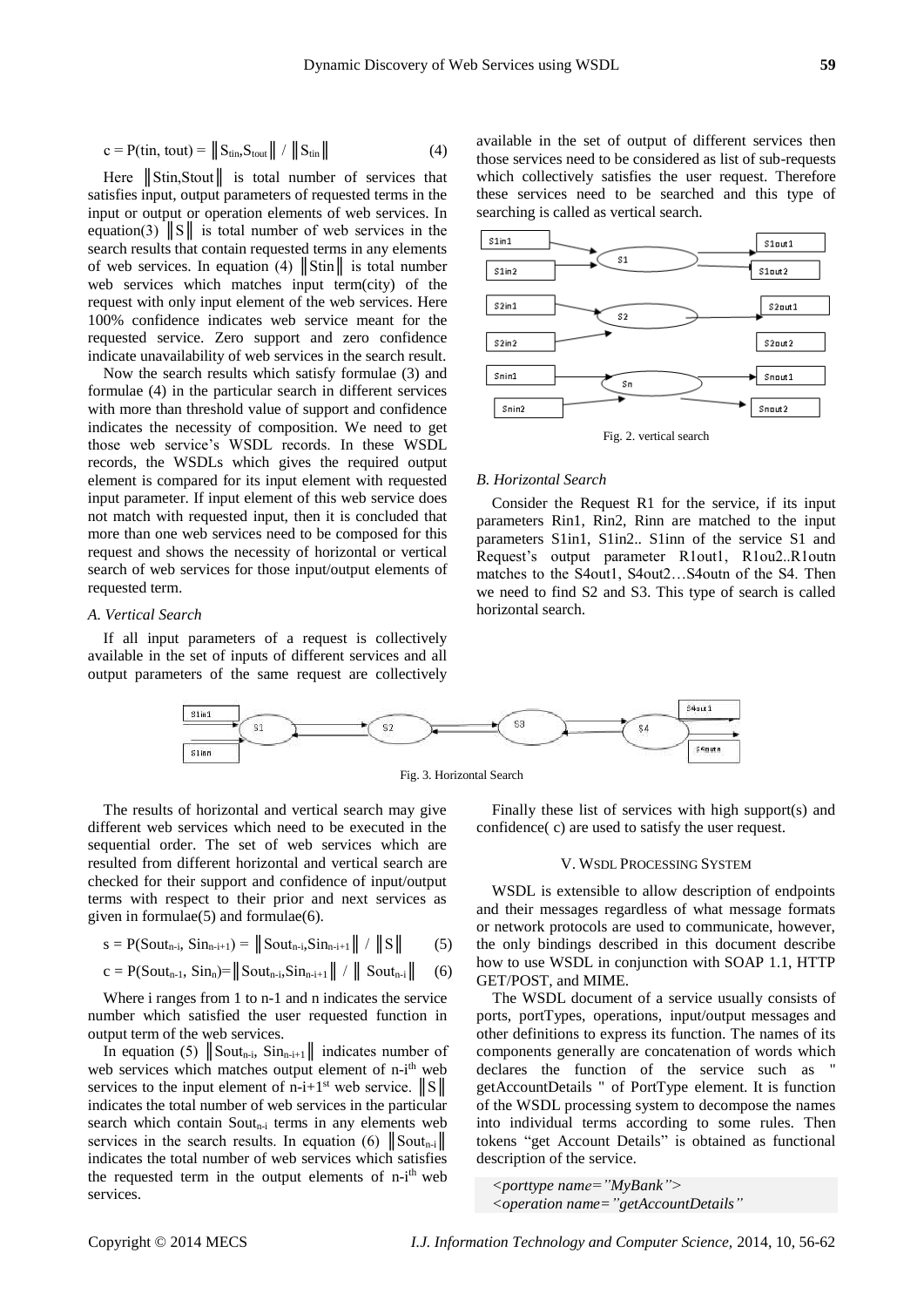$$c = P(tin, tout) = \|S_{tin}, S_{tout}\| \;/\; \|S_{tin}\| \qquad (4)$$

Here ‖Stin,Stout‖ is total number of services that satisfies input, output parameters of requested terms in the input or output or operation elements of web services. In equation(3) ‖S‖ is total number of web services in the search results that contain requested terms in any elements of web services. In equation (4) ‖Stin‖ is total number web services which matches input term(city) of the request with only input element of the web services. Here 100% confidence indicates web service meant for the requested service. Zero support and zero confidence indicate unavailability of web services in the search result.

Now the search results which satisfy formulae (3) and formulae (4) in the particular search in different services with more than threshold value of support and confidence indicates the necessity of composition. We need to get those web service's WSDL records. In these WSDL records, the WSDLs which gives the required output element is compared for its input element with requested input parameter. If input element of this web service does not match with requested input, then it is concluded that more than one web services need to be composed for this request and shows the necessity of horizontal or vertical search of web services for those input/output elements of requested term.

### *A. Vertical Search*

If all input parameters of a request is collectively available in the set of inputs of different services and all output parameters of the same request are collectively available in the set of output of different services then those services need to be considered as list of sub-requests which collectively satisfies the user request. Therefore these services need to be searched and this type of searching is called as vertical search.

Fig. 2. vertical search

### *B. Horizontal Search*

Consider the Request R1 for the service, if its input parameters Rin1, Rin2, Rinn are matched to the input parameters S1in1, S1in2.. S1inn of the service S1 and Request's output parameter R1out1, R1ou2..R1outn matches to the S4out1, S4out2…S4outn of the S4. Then we need to find S2 and S3. This type of search is called horizontal search.

Fig. 3. Horizontal Search

The results of horizontal and vertical search may give different web services which need to be executed in the sequential order. The set of web services which are resulted from different horizontal and vertical search are checked for their support and confidence of input/output terms with respect to their prior and next services as given in formulae(5) and formulae(6).

$$s = P(Sout_{n-i}, Sin_{n-i+1}) = \|Sout_{n-i}, Sin_{n-i+1}\| \;/\; \|S\| \qquad (5)$$

$$c = P(Sout_{n-1}, Sin_n) = \|Sout_{n-i}, Sin_{n-i+1}\| \;/\; \|Sout_{n-i}\| \qquad (6)$$

Where i ranges from 1 to n-1 and n indicates the service number which satisfied the user requested function in output term of the web services.

In equation (5) $\|Sout_{n-i}, Sin_{n-i+1}\|$ indicates number of web services which matches output element of n-i$^{th}$ web services to the input element of n-i+1$^{st}$ web service. ‖S‖ indicates the total number of web services in the particular search which contain $Sout_{n-i}$ terms in any elements web services in the search results. In equation (6) $\|Sout_{n-i}\|$ indicates the total number of web services which satisfies the requested term in the output elements of n-i$^{th}$ web services.

Finally these list of services with high support(s) and confidence( c) are used to satisfy the user request.

## V. WSDL Processing System

WSDL is extensible to allow description of endpoints and their messages regardless of what message formats or network protocols are used to communicate, however, the only bindings described in this document describe how to use WSDL in conjunction with SOAP 1.1, HTTP GET/POST, and MIME.

The WSDL document of a service usually consists of ports, portTypes, operations, input/output messages and other definitions to express its function. The names of its components generally are concatenation of words which declares the function of the service such as " getAccountDetails " of PortType element. It is function of the WSDL processing system to decompose the names into individual terms according to some rules. Then tokens "get Account Details" is obtained as functional description of the service.

```
<porttype name="MyBank">
<operation name="getAccountDetails"
```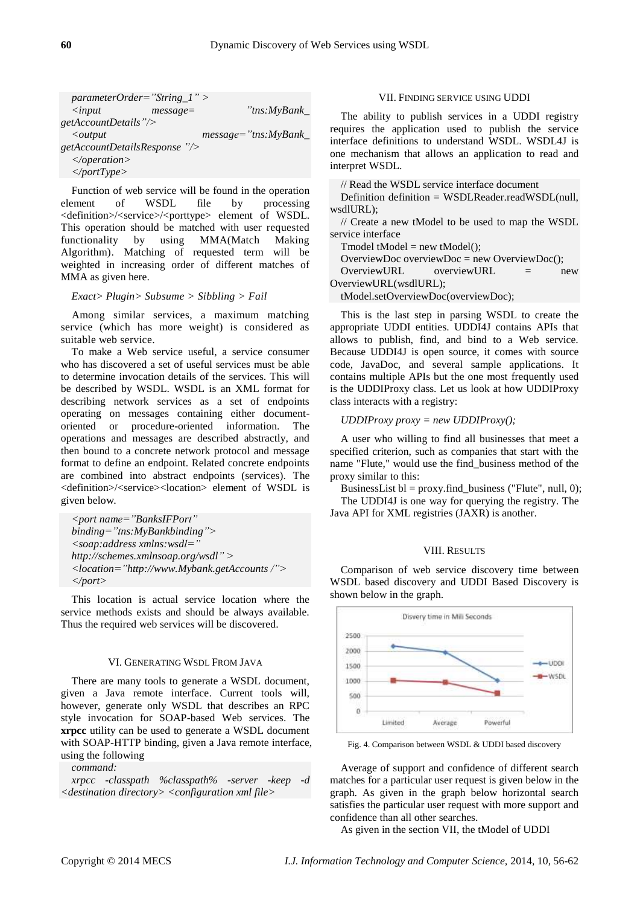```
parameterOrder="String_1" >
<input message= "tns:MyBank_getAccountDetails"/>
<output message="tns:MyBank_getAccountDetailsResponse "/>
</operation>
</portType>
```

Function of web service will be found in the operation element of WSDL file by processing <definition>/<service>/<porttype> element of WSDL. This operation should be matched with user requested functionality by using MMA(Match Making Algorithm). Matching of requested term will be weighted in increasing order of different matches of MMA as given here.

*Exact> Plugin> Subsume > Sibbling > Fail*

Among similar services, a maximum matching service (which has more weight) is considered as suitable web service.

To make a Web service useful, a service consumer who has discovered a set of useful services must be able to determine invocation details of the services. This will be described by WSDL. WSDL is an XML format for describing network services as a set of endpoints operating on messages containing either document-oriented or procedure-oriented information. The operations and messages are described abstractly, and then bound to a concrete network protocol and message format to define an endpoint. Related concrete endpoints are combined into abstract endpoints (services). The <definition>/<service><location> element of WSDL is given below.

```
<port name="BanksIFPort"
binding="tns:MyBankbinding">
<soap:address xmlns:wsdl="
http://schemes.xmlnsoap.org/wsdl" >
<location="http://www.Mybank.getAccounts /">
</port>
```

This location is actual service location where the service methods exists and should be always available. Thus the required web services will be discovered.

## VI. Generating WSDL From Java

There are many tools to generate a WSDL document, given a Java remote interface. Current tools will, however, generate only WSDL that describes an RPC style invocation for SOAP-based Web services. The **xrpcc** utility can be used to generate a WSDL document with SOAP-HTTP binding, given a Java remote interface, using the following

*command:*

```
xrpcc -classpath %classpath% -server -keep -d <destination directory> <configuration xml file>
```

## VII. Finding Service Using UDDI

The ability to publish services in a UDDI registry requires the application used to publish the service interface definitions to understand WSDL. WSDL4J is one mechanism that allows an application to read and interpret WSDL.

```
// Read the WSDL service interface document
Definition definition = WSDLReader.readWSDL(null, wsdlURL);
// Create a new tModel to be used to map the WSDL service interface
Tmodel tModel = new tModel();
OverviewDoc overviewDoc = new OverviewDoc();
OverviewURL overviewURL = new OverviewURL(wsdlURL);
tModel.setOverviewDoc(overviewDoc);
```

This is the last step in parsing WSDL to create the appropriate UDDI entities. UDDI4J contains APIs that allows to publish, find, and bind to a Web service. Because UDDI4J is open source, it comes with source code, JavaDoc, and several sample applications. It contains multiple APIs but the one most frequently used is the UDDIProxy class. Let us look at how UDDIProxy class interacts with a registry:

*UDDIProxy proxy = new UDDIProxy();*

A user who willing to find all businesses that meet a specified criterion, such as companies that start with the name "Flute," would use the find_business method of the proxy similar to this:

BusinessList bl = proxy.find_business ("Flute", null, 0);

The UDDI4J is one way for querying the registry. The Java API for XML registries (JAXR) is another.

## VIII. Results

Comparison of web service discovery time between WSDL based discovery and UDDI Based Discovery is shown below in the graph.

Fig. 4. Comparison between WSDL & UDDI based discovery

Average of support and confidence of different search matches for a particular user request is given below in the graph. As given in the graph below horizontal search satisfies the particular user request with more support and confidence than all other searches.

As given in the section VII, the tModel of UDDI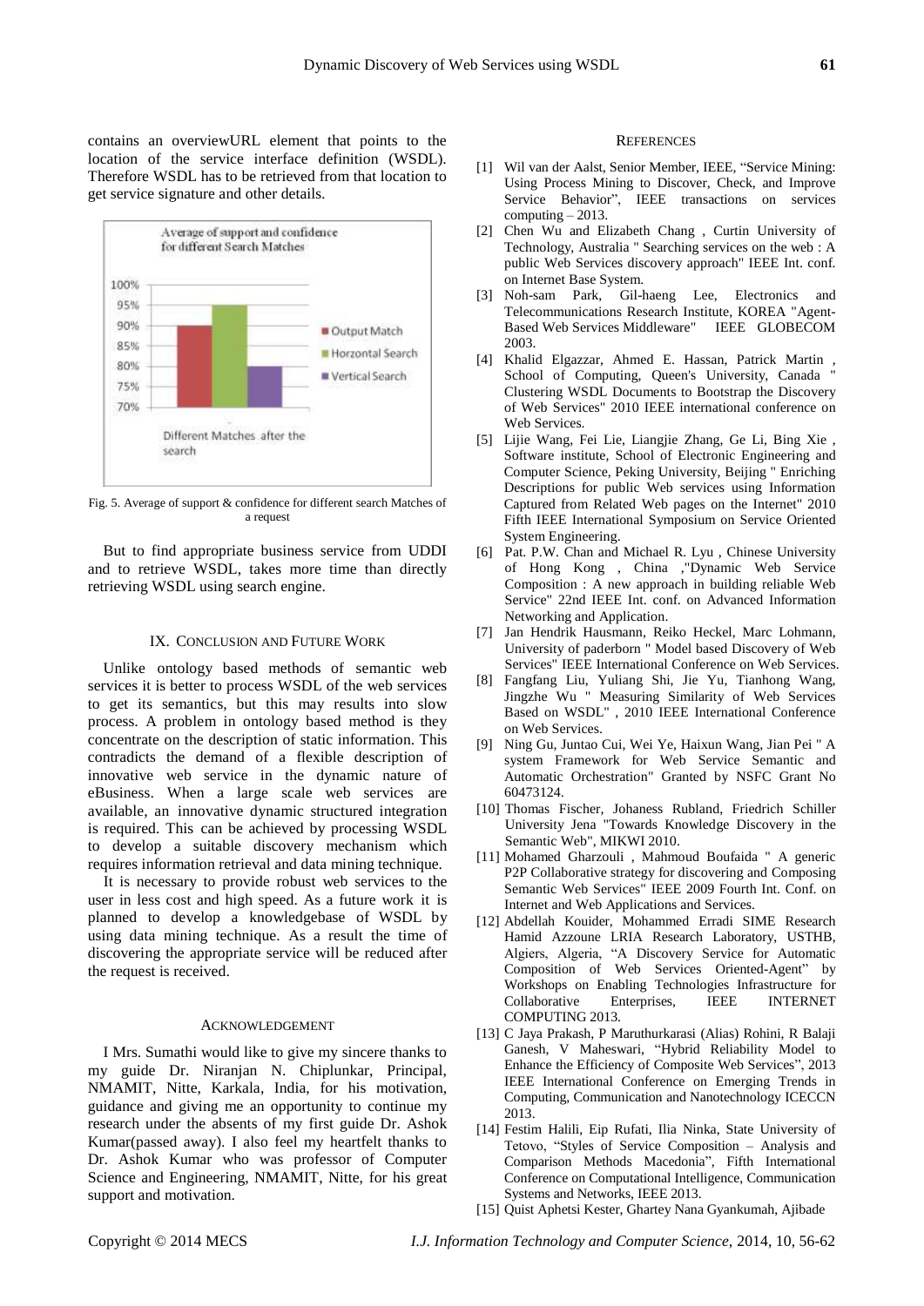contains an overviewURL element that points to the location of the service interface definition (WSDL). Therefore WSDL has to be retrieved from that location to get service signature and other details.

Fig. 5. Average of support & confidence for different search Matches of a request

But to find appropriate business service from UDDI and to retrieve WSDL, takes more time than directly retrieving WSDL using search engine.

## IX. Conclusion and Future Work

Unlike ontology based methods of semantic web services it is better to process WSDL of the web services to get its semantics, but this may results into slow process. A problem in ontology based method is they concentrate on the description of static information. This contradicts the demand of a flexible description of innovative web service in the dynamic nature of eBusiness. When a large scale web services are available, an innovative dynamic structured integration is required. This can be achieved by processing WSDL to develop a suitable discovery mechanism which requires information retrieval and data mining technique.

It is necessary to provide robust web services to the user in less cost and high speed. As a future work it is planned to develop a knowledgebase of WSDL by using data mining technique. As a result the time of discovering the appropriate service will be reduced after the request is received.

## Acknowledgement

I Mrs. Sumathi would like to give my sincere thanks to my guide Dr. Niranjan N. Chiplunkar, Principal, NMAMIT, Nitte, Karkala, India, for his motivation, guidance and giving me an opportunity to continue my research under the absents of my first guide Dr. Ashok Kumar(passed away). I also feel my heartfelt thanks to Dr. Ashok Kumar who was professor of Computer Science and Engineering, NMAMIT, Nitte, for his great support and motivation.

## References

[1] Wil van der Aalst, Senior Member, IEEE, “Service Mining: Using Process Mining to Discover, Check, and Improve Service Behavior”, IEEE transactions on services computing – 2013.

[2] Chen Wu and Elizabeth Chang , Curtin University of Technology, Australia " Searching services on the web : A public Web Services discovery approach" IEEE Int. conf. on Internet Base System.

[3] Noh-sam Park, Gil-haeng Lee, Electronics and Telecommunications Research Institute, KOREA "Agent-Based Web Services Middleware" IEEE GLOBECOM 2003.

[4] Khalid Elgazzar, Ahmed E. Hassan, Patrick Martin , School of Computing, Queen's University, Canada " Clustering WSDL Documents to Bootstrap the Discovery of Web Services" 2010 IEEE international conference on Web Services.

[5] Lijie Wang, Fei Lie, Liangjie Zhang, Ge Li, Bing Xie , Software institute, School of Electronic Engineering and Computer Science, Peking University, Beijing " Enriching Descriptions for public Web services using Information Captured from Related Web pages on the Internet" 2010 Fifth IEEE International Symposium on Service Oriented System Engineering.

[6] Pat. P.W. Chan and Michael R. Lyu , Chinese University of Hong Kong , China ,"Dynamic Web Service Composition : A new approach in building reliable Web Service" 22nd IEEE Int. conf. on Advanced Information Networking and Application.

[7] Jan Hendrik Hausmann, Reiko Heckel, Marc Lohmann, University of paderborn " Model based Discovery of Web Services" IEEE International Conference on Web Services.

[8] Fangfang Liu, Yuliang Shi, Jie Yu, Tianhong Wang, Jingzhe Wu " Measuring Similarity of Web Services Based on WSDL" , 2010 IEEE International Conference on Web Services.

[9] Ning Gu, Juntao Cui, Wei Ye, Haixun Wang, Jian Pei " A system Framework for Web Service Semantic and Automatic Orchestration" Granted by NSFC Grant No 60473124.

[10] Thomas Fischer, Johaness Rubland, Friedrich Schiller University Jena "Towards Knowledge Discovery in the Semantic Web", MIKWI 2010.

[11] Mohamed Gharzouli , Mahmoud Boufaida " A generic P2P Collaborative strategy for discovering and Composing Semantic Web Services" IEEE 2009 Fourth Int. Conf. on Internet and Web Applications and Services.

[12] Abdellah Kouider, Mohammed Erradi SIME Research Hamid Azzoune LRIA Research Laboratory, USTHB, Algiers, Algeria, “A Discovery Service for Automatic Composition of Web Services Oriented-Agent” by Workshops on Enabling Technologies Infrastructure for Collaborative Enterprises, IEEE INTERNET COMPUTING 2013.

[13] C Jaya Prakash, P Maruthurkarasi (Alias) Rohini, R Balaji Ganesh, V Maheswari, “Hybrid Reliability Model to Enhance the Efficiency of Composite Web Services”, 2013 IEEE International Conference on Emerging Trends in Computing, Communication and Nanotechnology ICECCN 2013.

[14] Festim Halili, Eip Rufati, Ilia Ninka, State University of Tetovo, “Styles of Service Composition – Analysis and Comparison Methods Macedonia”, Fifth International Conference on Computational Intelligence, Communication Systems and Networks, IEEE 2013.

[15] Quist Aphetsi Kester, Ghartey Nana Gyankumah, Ajibade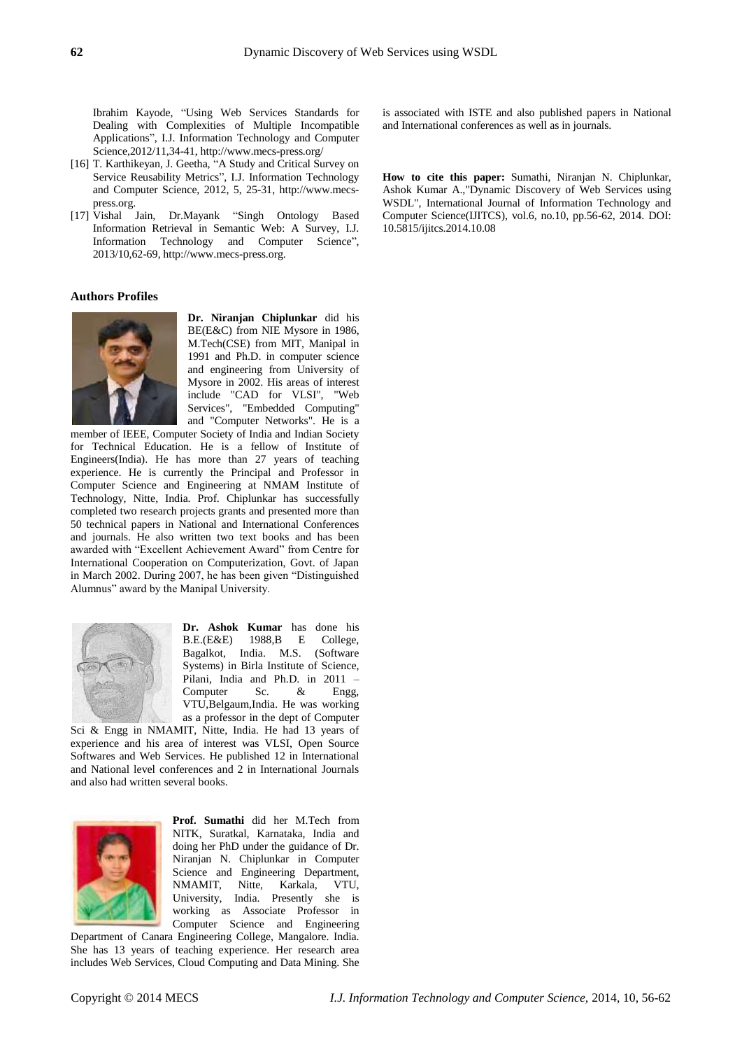Ibrahim Kayode, "Using Web Services Standards for Dealing with Complexities of Multiple Incompatible Applications", I.J. Information Technology and Computer Science,2012/11,34-41, http://www.mecs-press.org/

[16] T. Karthikeyan, J. Geetha, "A Study and Critical Survey on Service Reusability Metrics", I.J. Information Technology and Computer Science, 2012, 5, 25-31, http://www.mecs-press.org.

[17] Vishal Jain, Dr.Mayank "Singh Ontology Based Information Retrieval in Semantic Web: A Survey, I.J. Information Technology and Computer Science", 2013/10,62-69, http://www.mecs-press.org.

### Authors Profiles

**Dr. Niranjan Chiplunkar** did his BE(E&C) from NIE Mysore in 1986, M.Tech(CSE) from MIT, Manipal in 1991 and Ph.D. in computer science and engineering from University of Mysore in 2002. His areas of interest include "CAD for VLSI", "Web Services", "Embedded Computing" and "Computer Networks". He is a member of IEEE, Computer Society of India and Indian Society for Technical Education. He is a fellow of Institute of Engineers(India). He has more than 27 years of teaching experience. He is currently the Principal and Professor in Computer Science and Engineering at NMAM Institute of Technology, Nitte, India. Prof. Chiplunkar has successfully completed two research projects grants and presented more than 50 technical papers in National and International Conferences and journals. He also written two text books and has been awarded with "Excellent Achievement Award" from Centre for International Cooperation on Computerization, Govt. of Japan in March 2002. During 2007, he has been given "Distinguished Alumnus" award by the Manipal University.

**Dr. Ashok Kumar** has done his B.E.(E&E) 1988,B E College, Bagalkot, India. M.S. (Software Systems) in Birla Institute of Science, Pilani, India and Ph.D. in 2011 – Computer Sc. & Engg, VTU,Belgaum,India. He was working as a professor in the dept of Computer Sci & Engg in NMAMIT, Nitte, India. He had 13 years of experience and his area of interest was VLSI, Open Source Softwares and Web Services. He published 12 in International and National level conferences and 2 in International Journals and also had written several books.

**Prof. Sumathi** did her M.Tech from NITK, Suratkal, Karnataka, India and doing her PhD under the guidance of Dr. Niranjan N. Chiplunkar in Computer Science and Engineering Department, NMAMIT, Nitte, Karkala, VTU, University, India. Presently she is working as Associate Professor in Computer Science and Engineering Department of Canara Engineering College, Mangalore. India. She has 13 years of teaching experience. Her research area includes Web Services, Cloud Computing and Data Mining. She is associated with ISTE and also published papers in National and International conferences as well as in journals.

**How to cite this paper:** Sumathi, Niranjan N. Chiplunkar, Ashok Kumar A.,"Dynamic Discovery of Web Services using WSDL", International Journal of Information Technology and Computer Science(IJITCS), vol.6, no.10, pp.56-62, 2014. DOI: 10.5815/ijitcs.2014.10.08